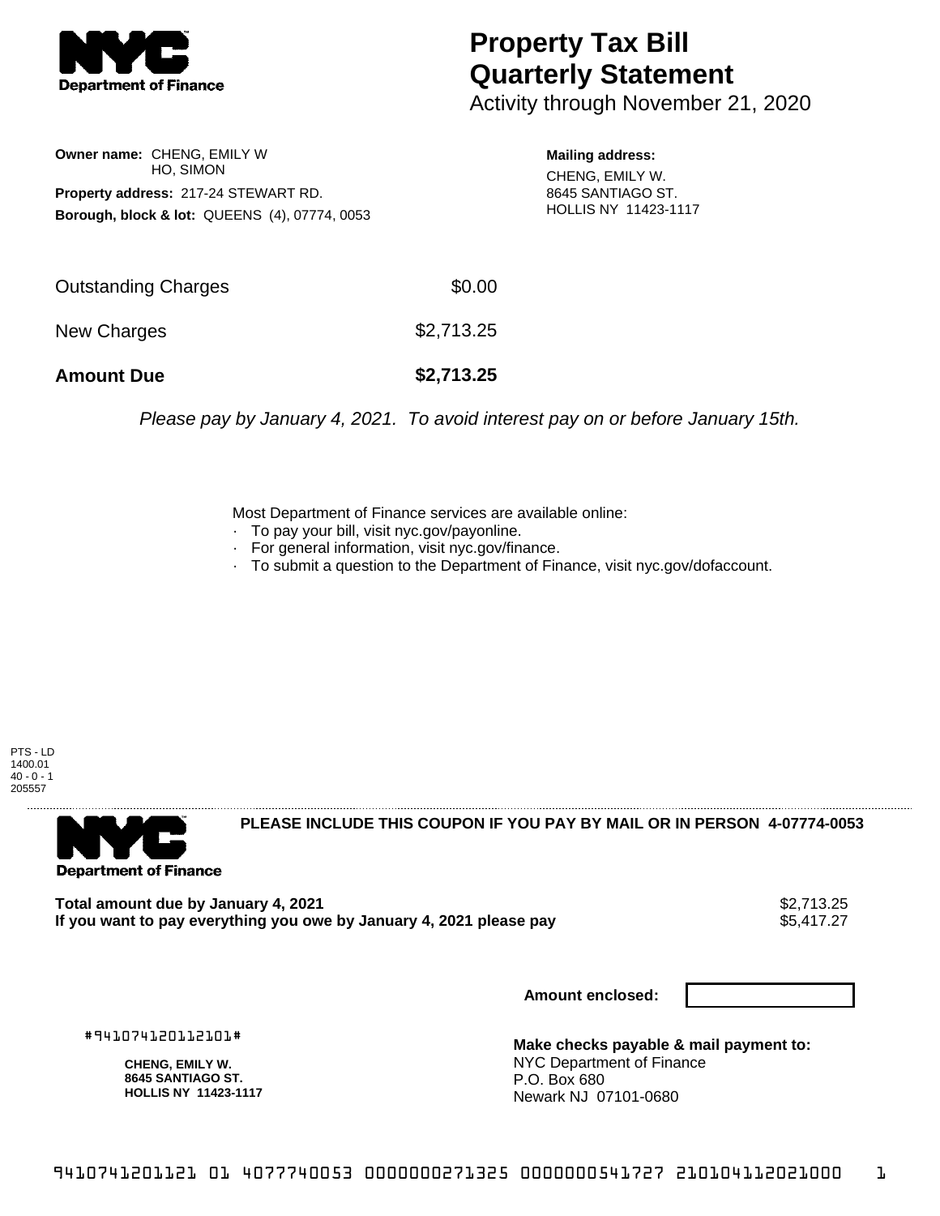# Property Tax Bill Quarterly Statement

Activity through November 21, 2020

**Owner name:** CHENG, EMILY W
HO, SIMON

**Property address:** 217-24 STEWART RD.

**Borough, block & lot:** QUEENS (4), 07774, 0053

**Mailing address:**
CHENG, EMILY W.
8645 SANTIAGO ST.
HOLLIS NY 11423-1117

| | |
|---|---|
| Outstanding Charges | $0.00 |
| New Charges | $2,713.25 |
| **Amount Due** | **$2,713.25** |

*Please pay by January 4, 2021. To avoid interest pay on or before January 15th.*

Most Department of Finance services are available online:

- To pay your bill, visit nyc.gov/payonline.
- For general information, visit nyc.gov/finance.
- To submit a question to the Department of Finance, visit nyc.gov/dofaccount.

PTS - LD
1400.01
40 - 0 - 1
205557

**PLEASE INCLUDE THIS COUPON IF YOU PAY BY MAIL OR IN PERSON 4-07774-0053**

| | |
|---|---|
| **Total amount due by January 4, 2021** | $2,713.25 |
| **If you want to pay everything you owe by January 4, 2021 please pay** | $5,417.27 |

**Amount enclosed:**

#941074120112101#

**CHENG, EMILY W.**
**8645 SANTIAGO ST.**
**HOLLIS NY 11423-1117**

**Make checks payable & mail payment to:**
NYC Department of Finance
P.O. Box 680
Newark NJ 07101-0680

9410741201121 01 4077740053 0000000271325 0000000541727 210104112021000 1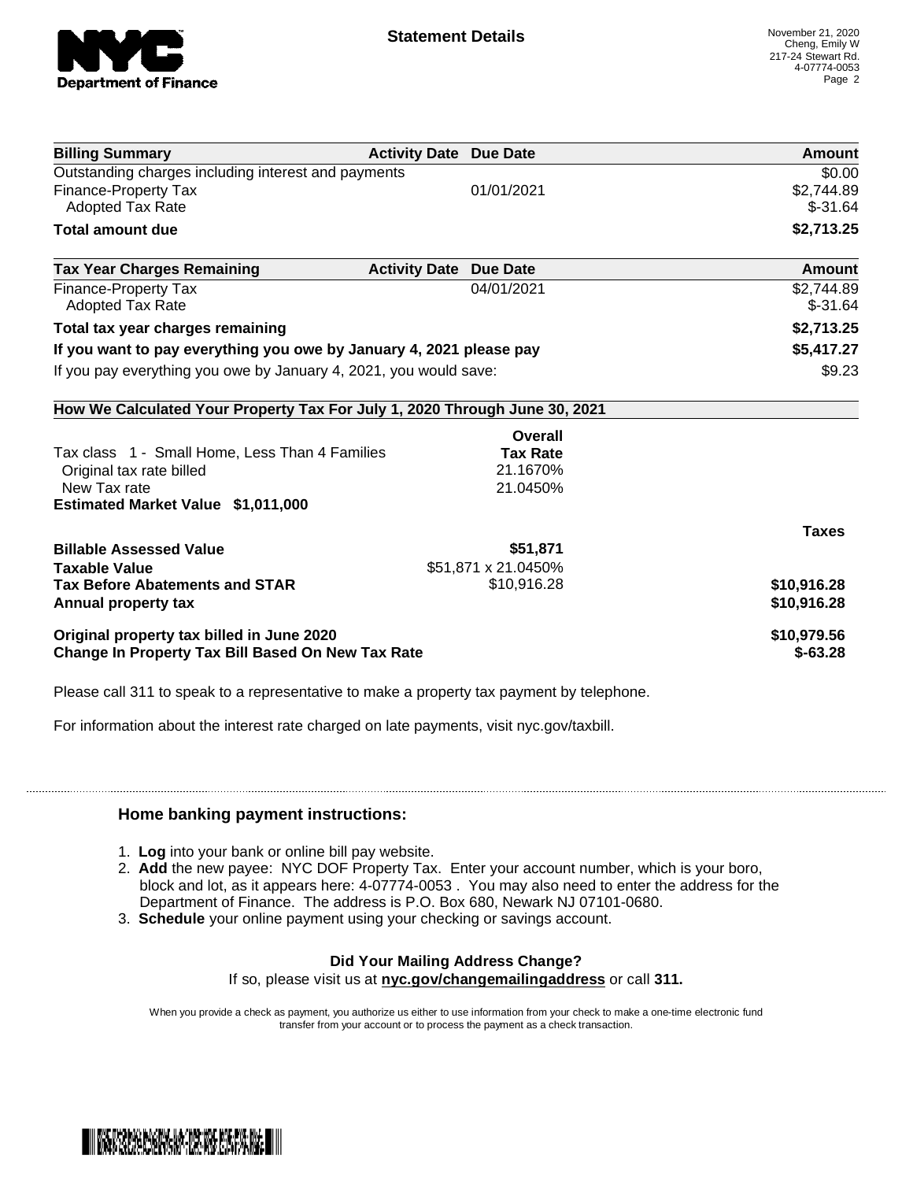## Statement Details

November 21, 2020
Cheng, Emily W
217-24 Stewart Rd.
4-07774-0053

| Billing Summary | Activity Date | Due Date | Amount |
| --- | --- | --- | --- |
| Outstanding charges including interest and payments | | | $0.00 |
| Finance-Property Tax | | 01/01/2021 | $2,744.89 |
| Adopted Tax Rate | | | $-31.64 |
| **Total amount due** | | | **$2,713.25** |

| Tax Year Charges Remaining | Activity Date | Due Date | Amount |
| --- | --- | --- | --- |
| Finance-Property Tax | | 04/01/2021 | $2,744.89 |
| Adopted Tax Rate | | | $-31.64 |
| **Total tax year charges remaining** | | | **$2,713.25** |
| **If you want to pay everything you owe by January 4, 2021 please pay** | | | **$5,417.27** |
| If you pay everything you owe by January 4, 2021, you would save: | | | $9.23 |

**How We Calculated Your Property Tax For July 1, 2020 Through June 30, 2021**

| | Overall Tax Rate | Taxes |
| --- | --- | --- |
| Tax class 1 - Small Home, Less Than 4 Families | | |
| Original tax rate billed | 21.1670% | |
| New Tax rate | 21.0450% | |
| **Estimated Market Value $1,011,000** | | |
| **Billable Assessed Value** | **$51,871** | |
| **Taxable Value** | $51,871 x 21.0450% | |
| **Tax Before Abatements and STAR** | $10,916.28 | **$10,916.28** |
| **Annual property tax** | | **$10,916.28** |
| **Original property tax billed in June 2020** | | **$10,979.56** |
| **Change In Property Tax Bill Based On New Tax Rate** | | **$-63.28** |

Please call 311 to speak to a representative to make a property tax payment by telephone.

For information about the interest rate charged on late payments, visit nyc.gov/taxbill.

### Home banking payment instructions:

1. **Log** into your bank or online bill pay website.
2. **Add** the new payee: NYC DOF Property Tax. Enter your account number, which is your boro, block and lot, as it appears here: 4-07774-0053 . You may also need to enter the address for the Department of Finance. The address is P.O. Box 680, Newark NJ 07101-0680.
3. **Schedule** your online payment using your checking or savings account.

**Did Your Mailing Address Change?**
If so, please visit us at **nyc.gov/changemailingaddress** or call **311.**

When you provide a check as payment, you authorize us either to use information from your check to make a one-time electronic fund transfer from your account or to process the payment as a check transaction.